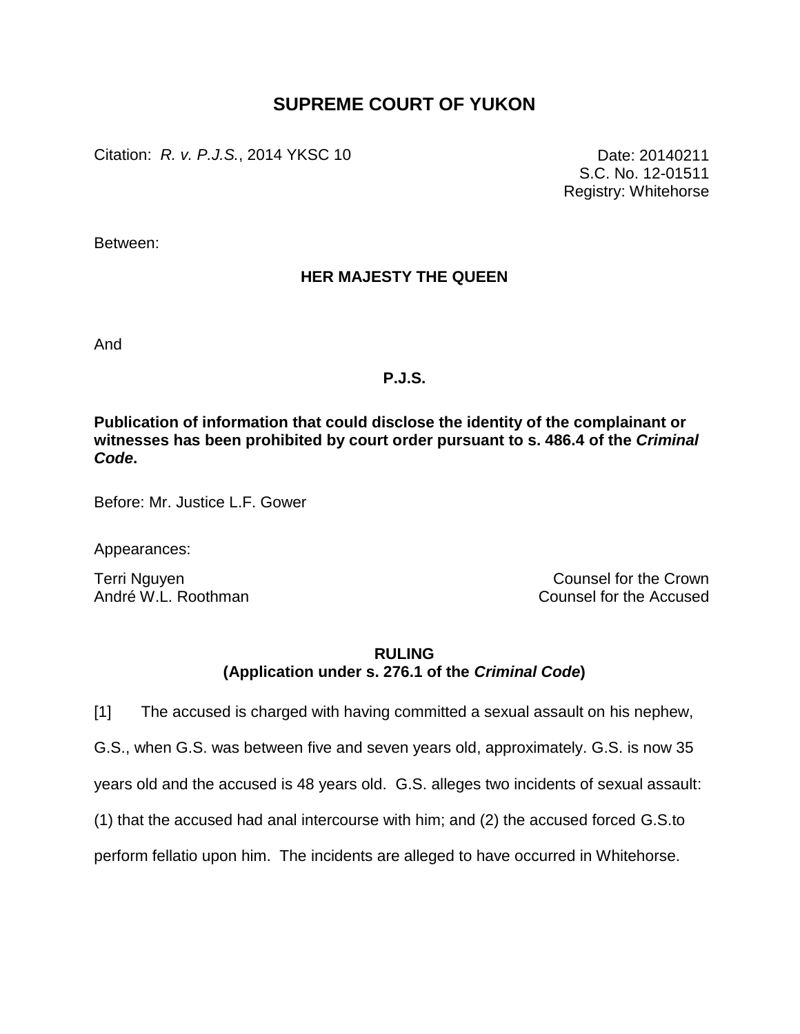# SUPREME COURT OF YUKON

Citation: *R. v. P.J.S.*, 2014 YKSC 10

Date: 20140211
S.C. No. 12-01511
Registry: Whitehorse

Between:

**HER MAJESTY THE QUEEN**

And

**P.J.S.**

**Publication of information that could disclose the identity of the complainant or witnesses has been prohibited by court order pursuant to s. 486.4 of the *Criminal Code*.**

Before: Mr. Justice L.F. Gower

Appearances:

Terri Nguyen — Counsel for the Crown
André W.L. Roothman — Counsel for the Accused

**RULING**
**(Application under s. 276.1 of the *Criminal Code*)**

[1] The accused is charged with having committed a sexual assault on his nephew, G.S., when G.S. was between five and seven years old, approximately. G.S. is now 35 years old and the accused is 48 years old. G.S. alleges two incidents of sexual assault: (1) that the accused had anal intercourse with him; and (2) the accused forced G.S.to perform fellatio upon him. The incidents are alleged to have occurred in Whitehorse.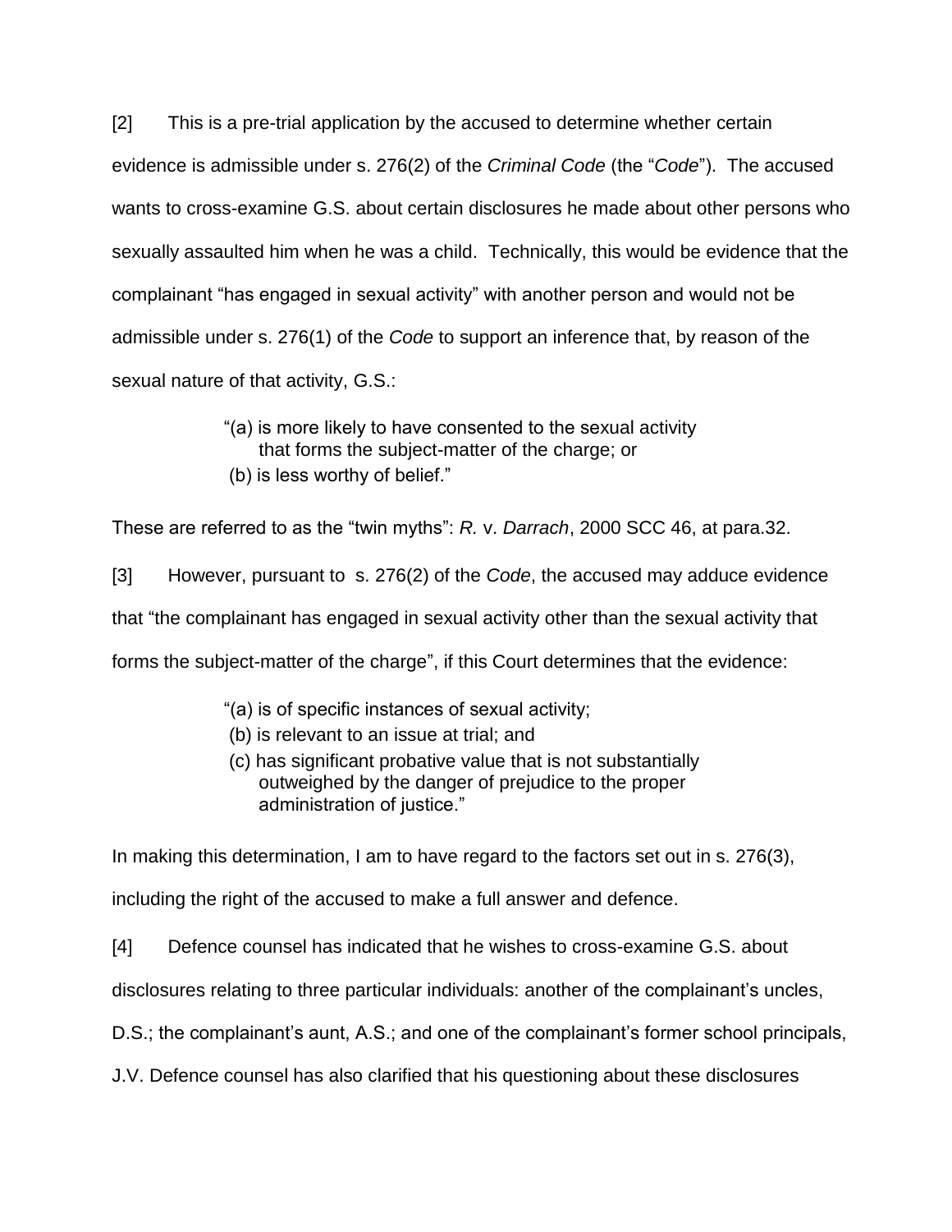[2] This is a pre-trial application by the accused to determine whether certain evidence is admissible under s. 276(2) of the *Criminal Code* (the "*Code*"). The accused wants to cross-examine G.S. about certain disclosures he made about other persons who sexually assaulted him when he was a child. Technically, this would be evidence that the complainant "has engaged in sexual activity" with another person and would not be admissible under s. 276(1) of the *Code* to support an inference that, by reason of the sexual nature of that activity, G.S.:

> "(a) is more likely to have consented to the sexual activity that forms the subject-matter of the charge; or
> (b) is less worthy of belief."

These are referred to as the "twin myths": *R.* v. *Darrach*, 2000 SCC 46, at para.32.

[3] However, pursuant to s. 276(2) of the *Code*, the accused may adduce evidence that "the complainant has engaged in sexual activity other than the sexual activity that forms the subject-matter of the charge", if this Court determines that the evidence:

> "(a) is of specific instances of sexual activity;
> (b) is relevant to an issue at trial; and
> (c) has significant probative value that is not substantially outweighed by the danger of prejudice to the proper administration of justice."

In making this determination, I am to have regard to the factors set out in s. 276(3), including the right of the accused to make a full answer and defence.

[4] Defence counsel has indicated that he wishes to cross-examine G.S. about disclosures relating to three particular individuals: another of the complainant's uncles, D.S.; the complainant's aunt, A.S.; and one of the complainant's former school principals, J.V. Defence counsel has also clarified that his questioning about these disclosures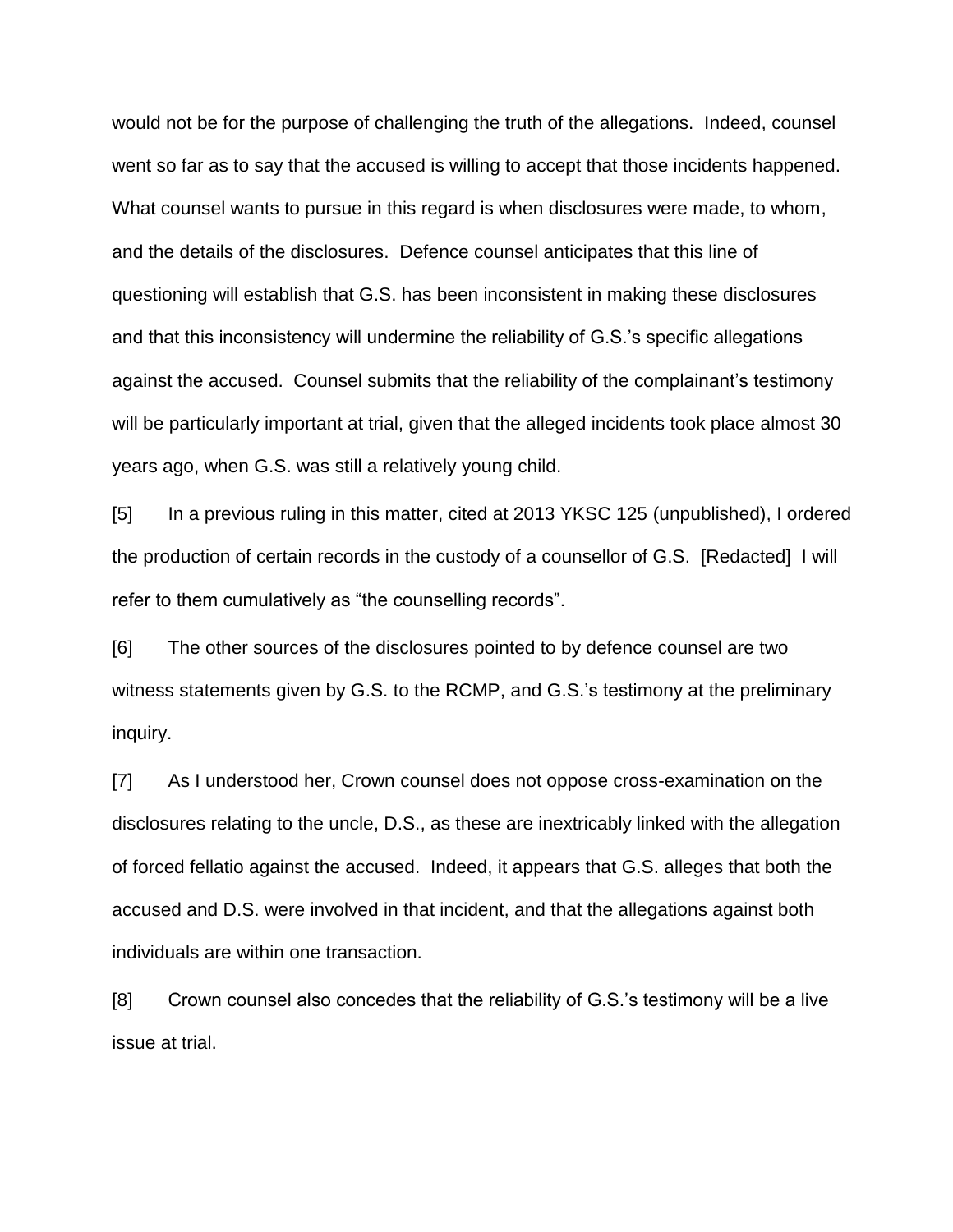would not be for the purpose of challenging the truth of the allegations. Indeed, counsel went so far as to say that the accused is willing to accept that those incidents happened. What counsel wants to pursue in this regard is when disclosures were made, to whom, and the details of the disclosures. Defence counsel anticipates that this line of questioning will establish that G.S. has been inconsistent in making these disclosures and that this inconsistency will undermine the reliability of G.S.'s specific allegations against the accused. Counsel submits that the reliability of the complainant's testimony will be particularly important at trial, given that the alleged incidents took place almost 30 years ago, when G.S. was still a relatively young child.

[5] In a previous ruling in this matter, cited at 2013 YKSC 125 (unpublished), I ordered the production of certain records in the custody of a counsellor of G.S. [Redacted] I will refer to them cumulatively as "the counselling records".

[6] The other sources of the disclosures pointed to by defence counsel are two witness statements given by G.S. to the RCMP, and G.S.'s testimony at the preliminary inquiry.

[7] As I understood her, Crown counsel does not oppose cross-examination on the disclosures relating to the uncle, D.S., as these are inextricably linked with the allegation of forced fellatio against the accused. Indeed, it appears that G.S. alleges that both the accused and D.S. were involved in that incident, and that the allegations against both individuals are within one transaction.

[8] Crown counsel also concedes that the reliability of G.S.'s testimony will be a live issue at trial.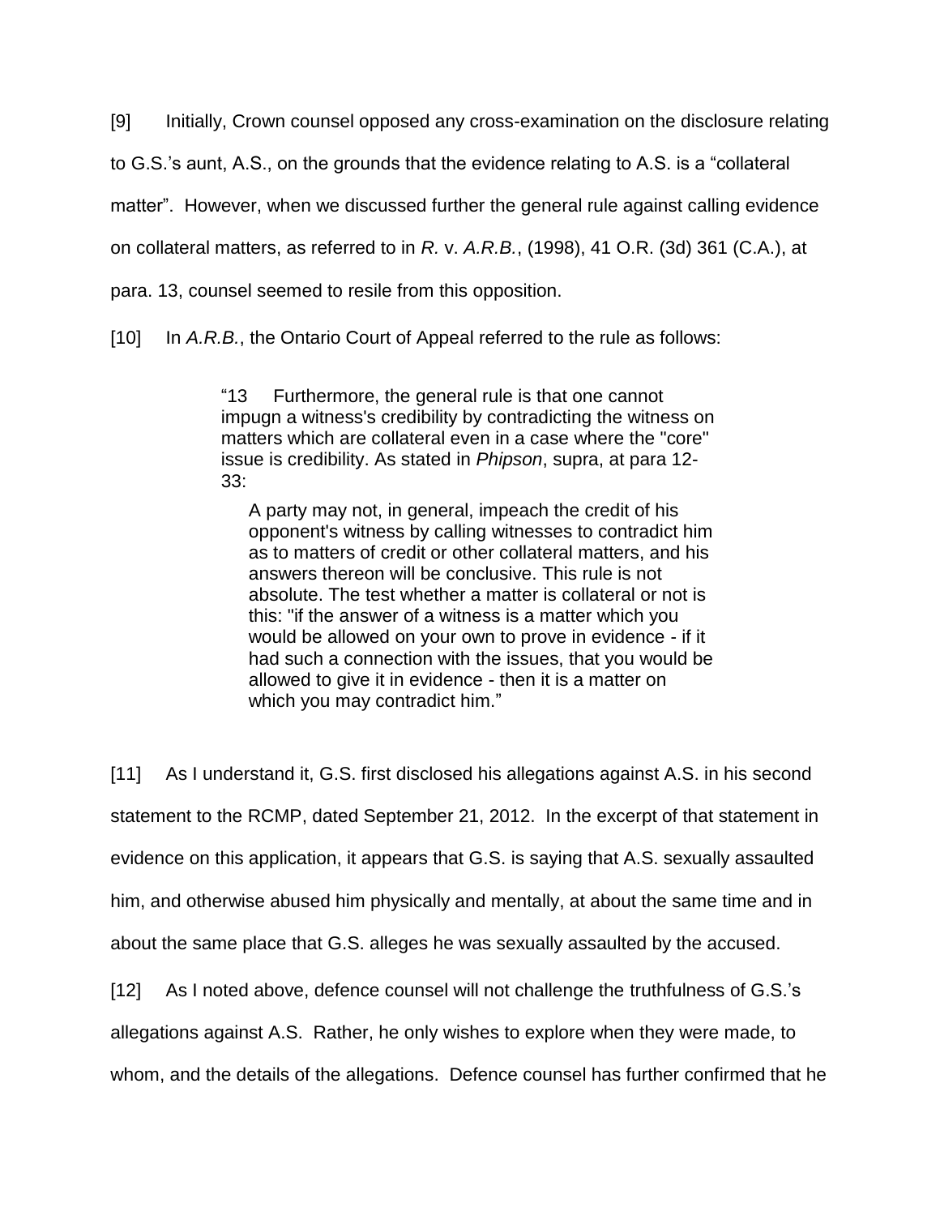[9] Initially, Crown counsel opposed any cross-examination on the disclosure relating to G.S.'s aunt, A.S., on the grounds that the evidence relating to A.S. is a "collateral matter". However, when we discussed further the general rule against calling evidence on collateral matters, as referred to in *R.* v. *A.R.B.*, (1998), 41 O.R. (3d) 361 (C.A.), at para. 13, counsel seemed to resile from this opposition.

[10] In *A.R.B.*, the Ontario Court of Appeal referred to the rule as follows:

> "13 Furthermore, the general rule is that one cannot impugn a witness's credibility by contradicting the witness on matters which are collateral even in a case where the "core" issue is credibility. As stated in *Phipson*, supra, at para 12-33:
>
> > A party may not, in general, impeach the credit of his opponent's witness by calling witnesses to contradict him as to matters of credit or other collateral matters, and his answers thereon will be conclusive. This rule is not absolute. The test whether a matter is collateral or not is this: "if the answer of a witness is a matter which you would be allowed on your own to prove in evidence - if it had such a connection with the issues, that you would be allowed to give it in evidence - then it is a matter on which you may contradict him."

[11] As I understand it, G.S. first disclosed his allegations against A.S. in his second statement to the RCMP, dated September 21, 2012. In the excerpt of that statement in evidence on this application, it appears that G.S. is saying that A.S. sexually assaulted him, and otherwise abused him physically and mentally, at about the same time and in about the same place that G.S. alleges he was sexually assaulted by the accused.

[12] As I noted above, defence counsel will not challenge the truthfulness of G.S.'s allegations against A.S. Rather, he only wishes to explore when they were made, to whom, and the details of the allegations. Defence counsel has further confirmed that he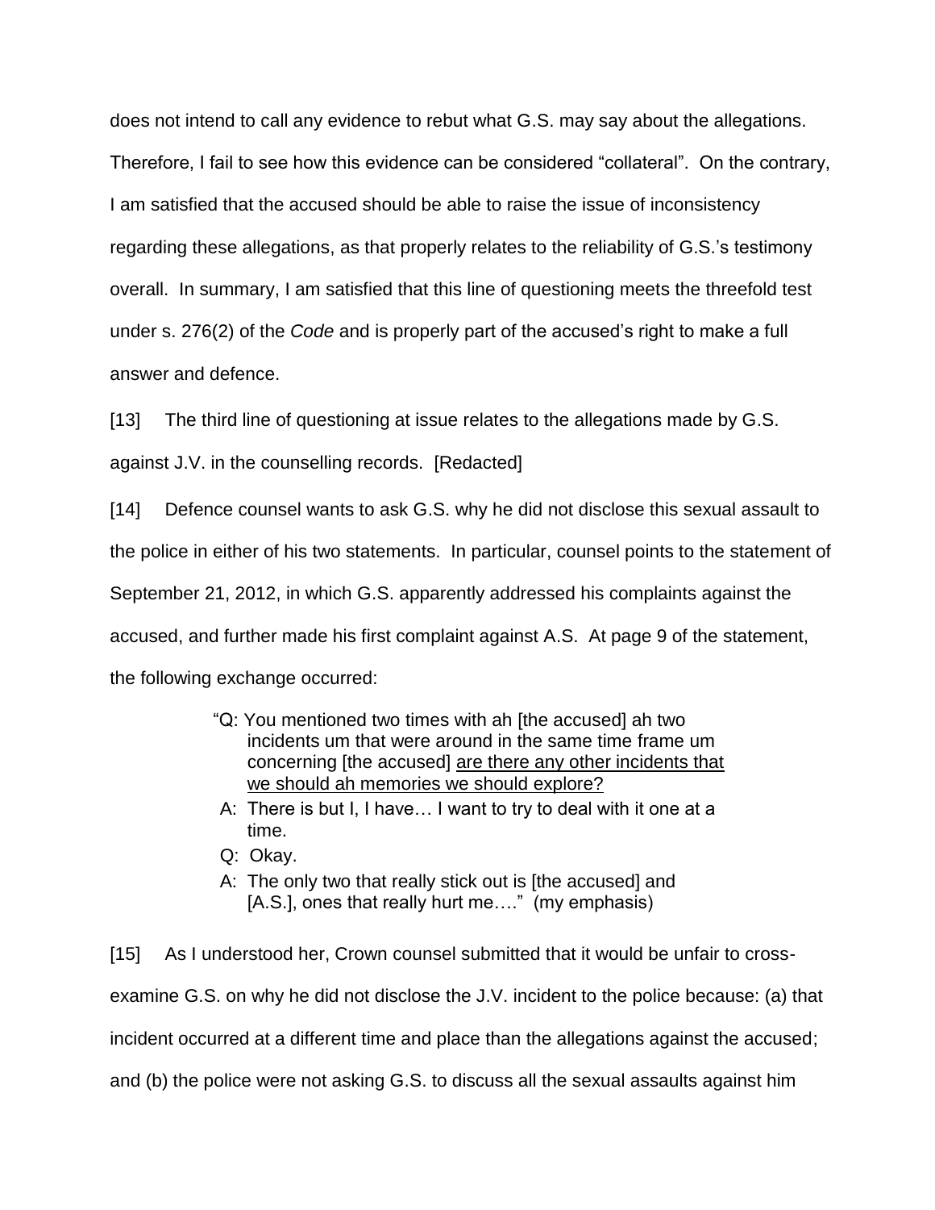does not intend to call any evidence to rebut what G.S. may say about the allegations. Therefore, I fail to see how this evidence can be considered "collateral". On the contrary, I am satisfied that the accused should be able to raise the issue of inconsistency regarding these allegations, as that properly relates to the reliability of G.S.'s testimony overall. In summary, I am satisfied that this line of questioning meets the threefold test under s. 276(2) of the *Code* and is properly part of the accused's right to make a full answer and defence.

[13] The third line of questioning at issue relates to the allegations made by G.S. against J.V. in the counselling records. [Redacted]

[14] Defence counsel wants to ask G.S. why he did not disclose this sexual assault to the police in either of his two statements. In particular, counsel points to the statement of September 21, 2012, in which G.S. apparently addressed his complaints against the accused, and further made his first complaint against A.S. At page 9 of the statement, the following exchange occurred:

> "Q: You mentioned two times with ah [the accused] ah two incidents um that were around in the same time frame um concerning [the accused] <u>are there any other incidents that we should ah memories we should explore?</u>
>
> A: There is but I, I have… I want to try to deal with it one at a time.
>
> Q: Okay.
>
> A: The only two that really stick out is [the accused] and [A.S.], ones that really hurt me…." (my emphasis)

[15] As I understood her, Crown counsel submitted that it would be unfair to cross-examine G.S. on why he did not disclose the J.V. incident to the police because: (a) that incident occurred at a different time and place than the allegations against the accused; and (b) the police were not asking G.S. to discuss all the sexual assaults against him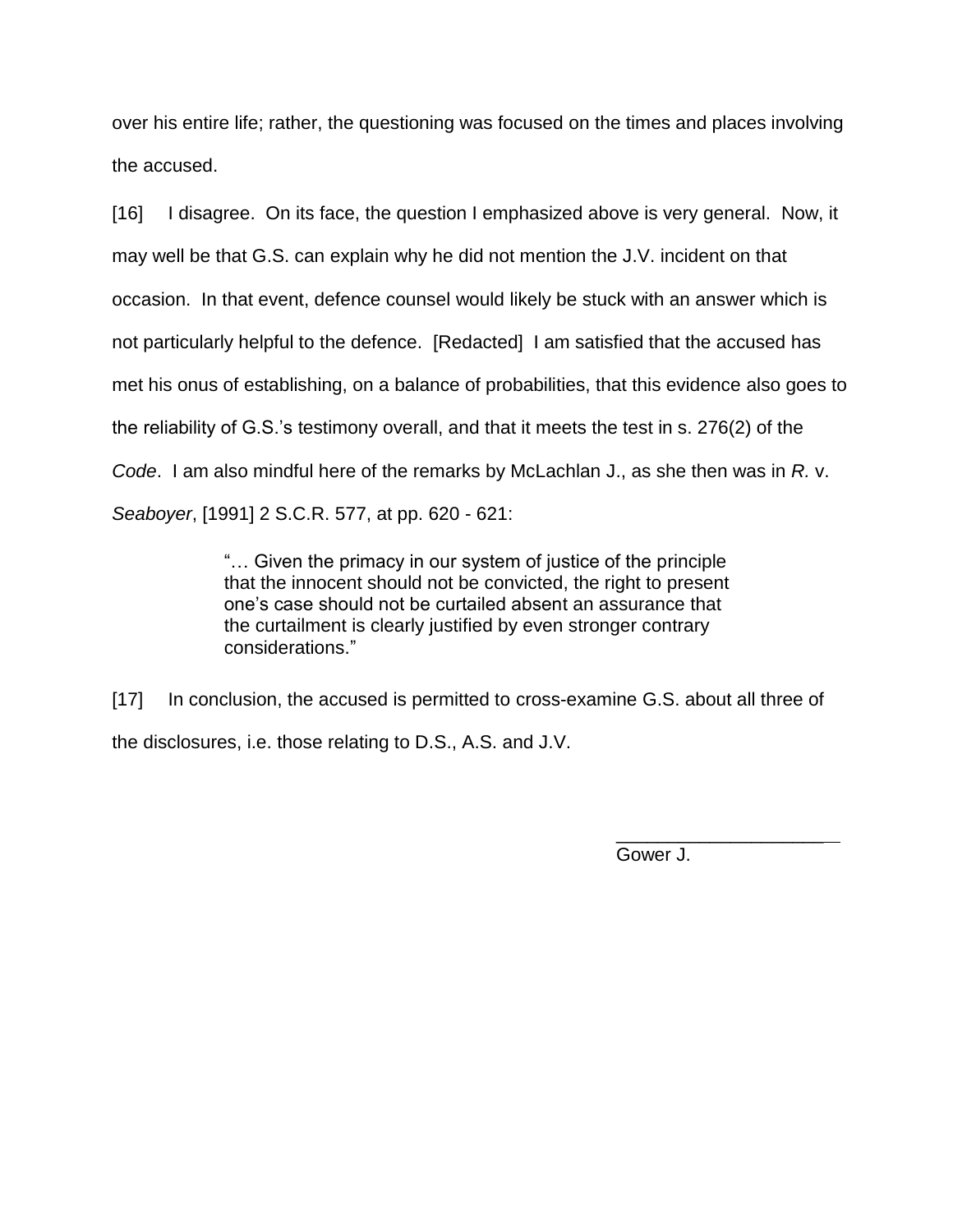over his entire life; rather, the questioning was focused on the times and places involving the accused.

[16] I disagree. On its face, the question I emphasized above is very general. Now, it may well be that G.S. can explain why he did not mention the J.V. incident on that occasion. In that event, defence counsel would likely be stuck with an answer which is not particularly helpful to the defence. [Redacted] I am satisfied that the accused has met his onus of establishing, on a balance of probabilities, that this evidence also goes to the reliability of G.S.'s testimony overall, and that it meets the test in s. 276(2) of the *Code*. I am also mindful here of the remarks by McLachlan J., as she then was in *R.* v. *Seaboyer*, [1991] 2 S.C.R. 577, at pp. 620 - 621:

> "… Given the primacy in our system of justice of the principle that the innocent should not be convicted, the right to present one's case should not be curtailed absent an assurance that the curtailment is clearly justified by even stronger contrary considerations."

[17] In conclusion, the accused is permitted to cross-examine G.S. about all three of the disclosures, i.e. those relating to D.S., A.S. and J.V.

Gower J.